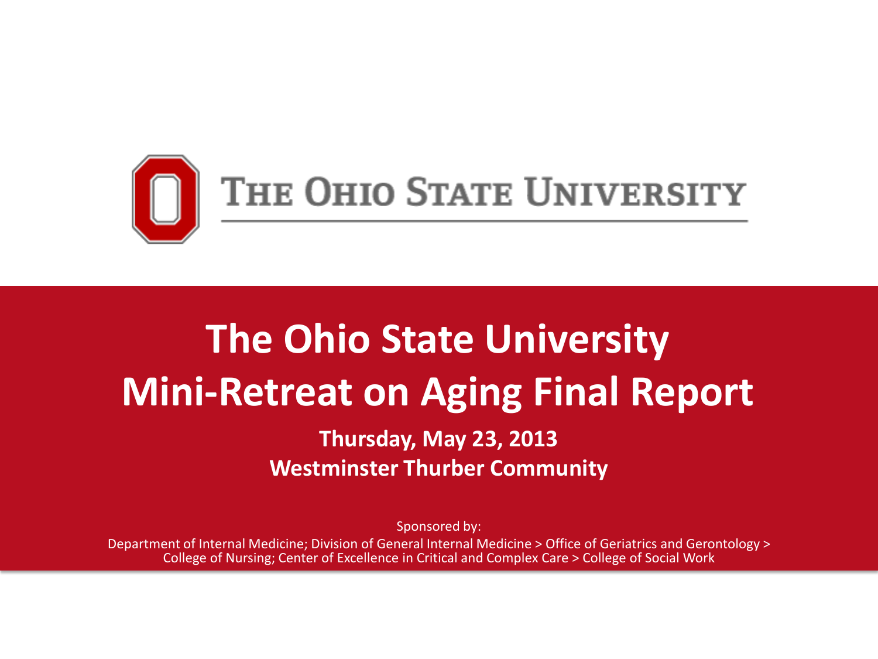THE OHIO STATE UNIVERSITY

# The Ohio State University Mini-Retreat on Aging Final Report

**Thursday, May 23, 2013**
**Westminster Thurber Community**

Sponsored by:
Department of Internal Medicine; Division of General Internal Medicine > Office of Geriatrics and Gerontology > College of Nursing; Center of Excellence in Critical and Complex Care > College of Social Work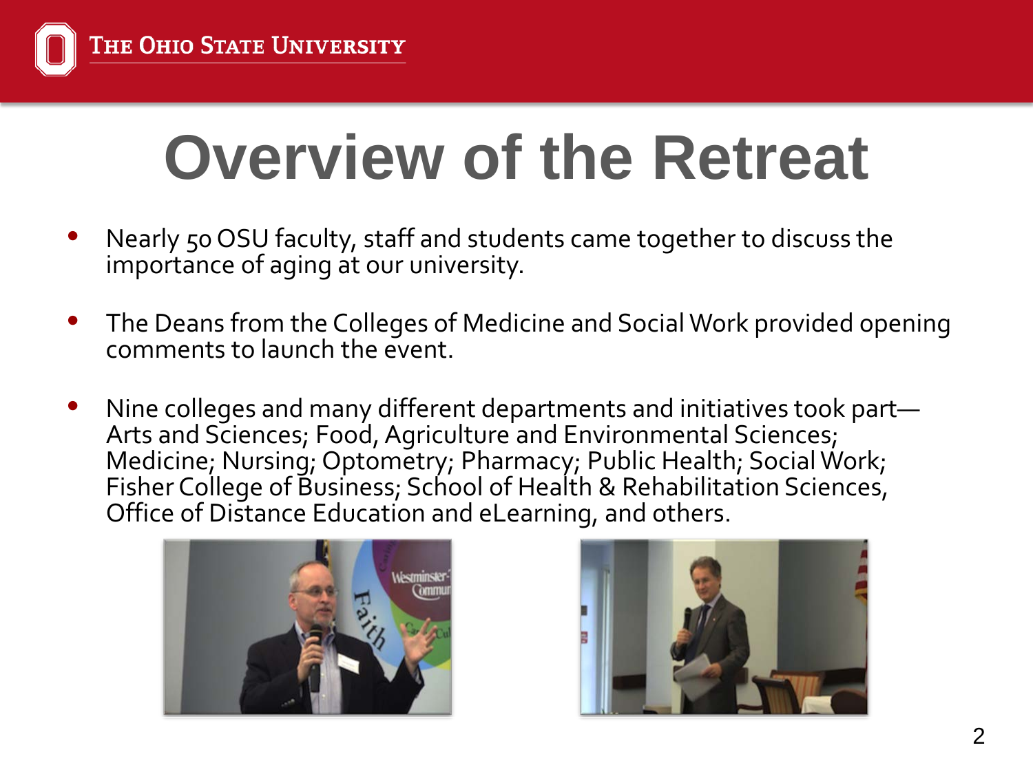# Overview of the Retreat

- Nearly 50 OSU faculty, staff and students came together to discuss the importance of aging at our university.
- The Deans from the Colleges of Medicine and Social Work provided opening comments to launch the event.
- Nine colleges and many different departments and initiatives took part—Arts and Sciences; Food, Agriculture and Environmental Sciences; Medicine; Nursing; Optometry; Pharmacy; Public Health; Social Work; Fisher College of Business; School of Health & Rehabilitation Sciences, Office of Distance Education and eLearning, and others.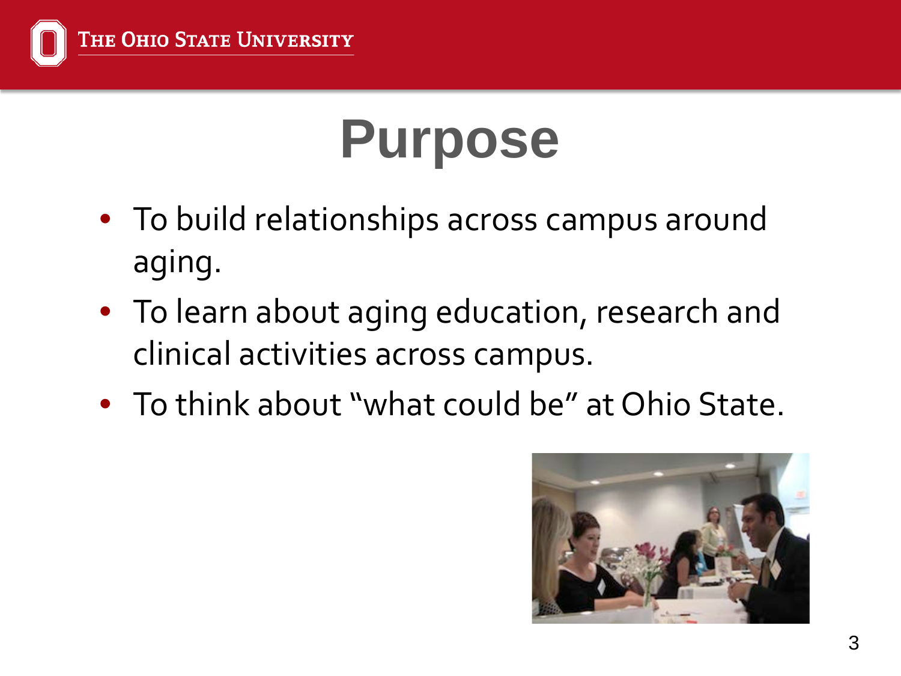# Purpose

- To build relationships across campus around aging.
- To learn about aging education, research and clinical activities across campus.
- To think about "what could be" at Ohio State.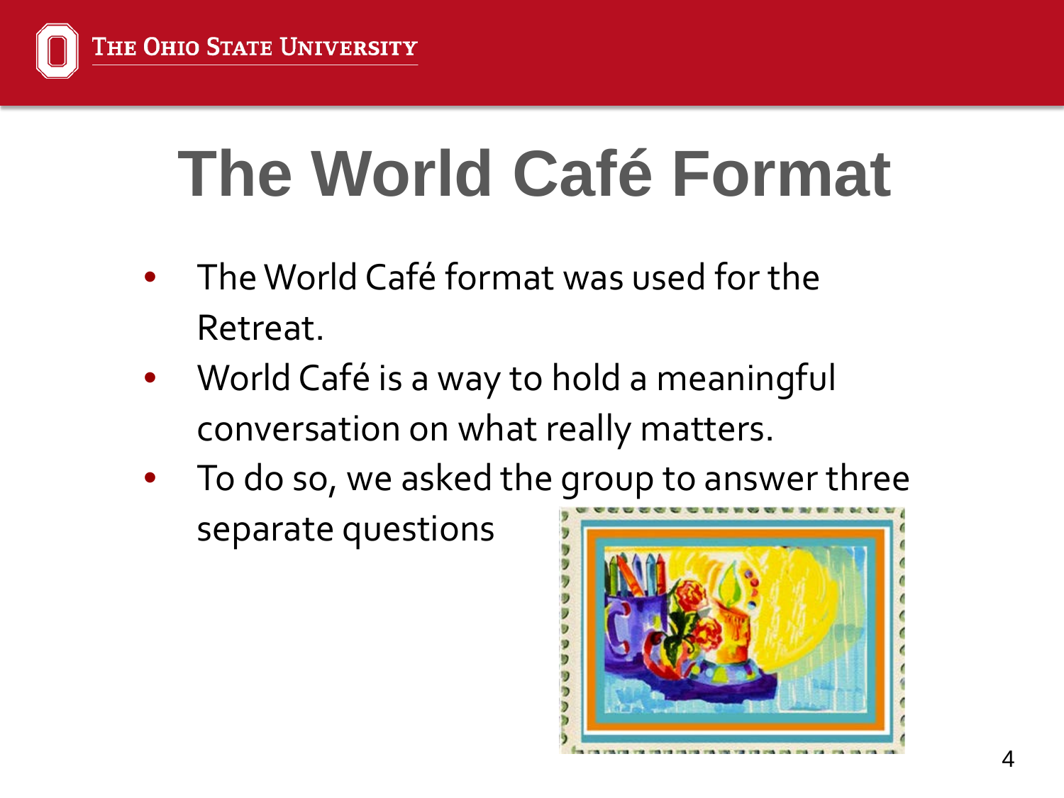# The World Café Format

- The World Café format was used for the Retreat.
- World Café is a way to hold a meaningful conversation on what really matters.
- To do so, we asked the group to answer three separate questions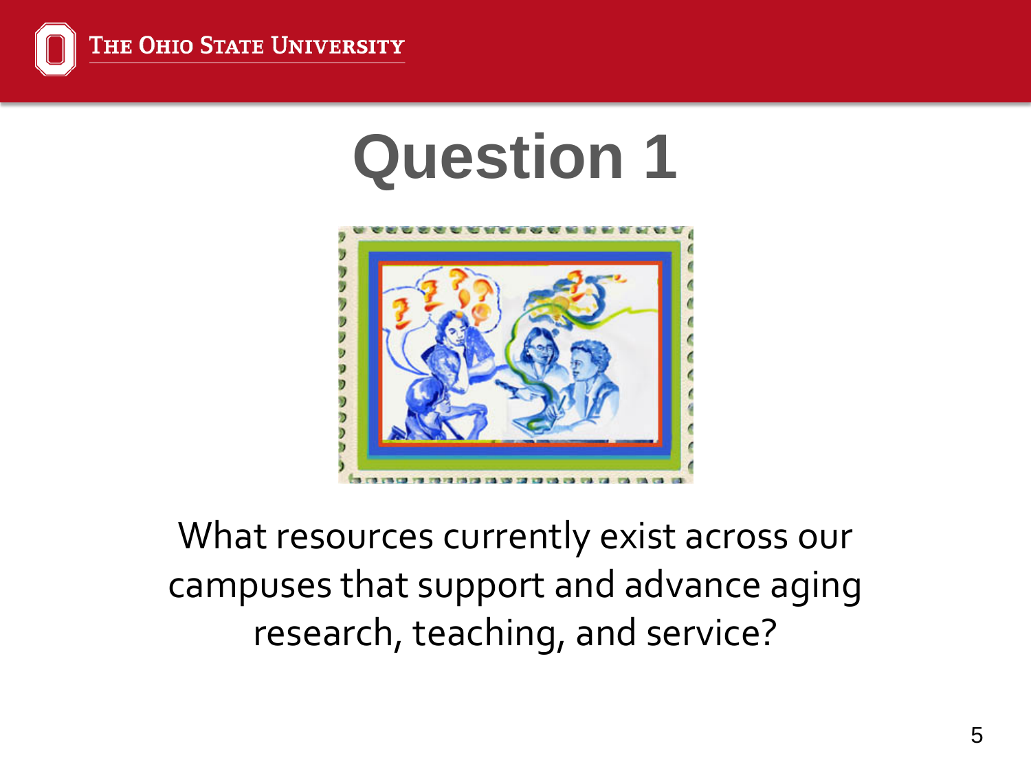# Question 1

What resources currently exist across our campuses that support and advance aging research, teaching, and service?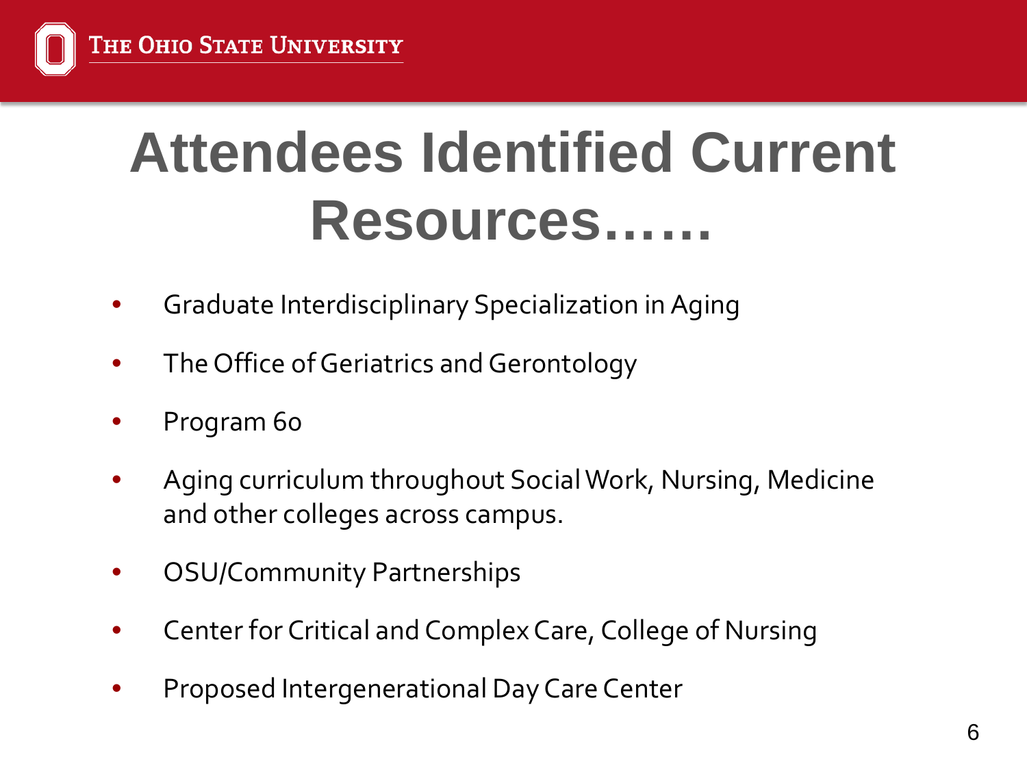# Attendees Identified Current Resources……

- Graduate Interdisciplinary Specialization in Aging
- The Office of Geriatrics and Gerontology
- Program 60
- Aging curriculum throughout Social Work, Nursing, Medicine and other colleges across campus.
- OSU/Community Partnerships
- Center for Critical and Complex Care, College of Nursing
- Proposed Intergenerational Day Care Center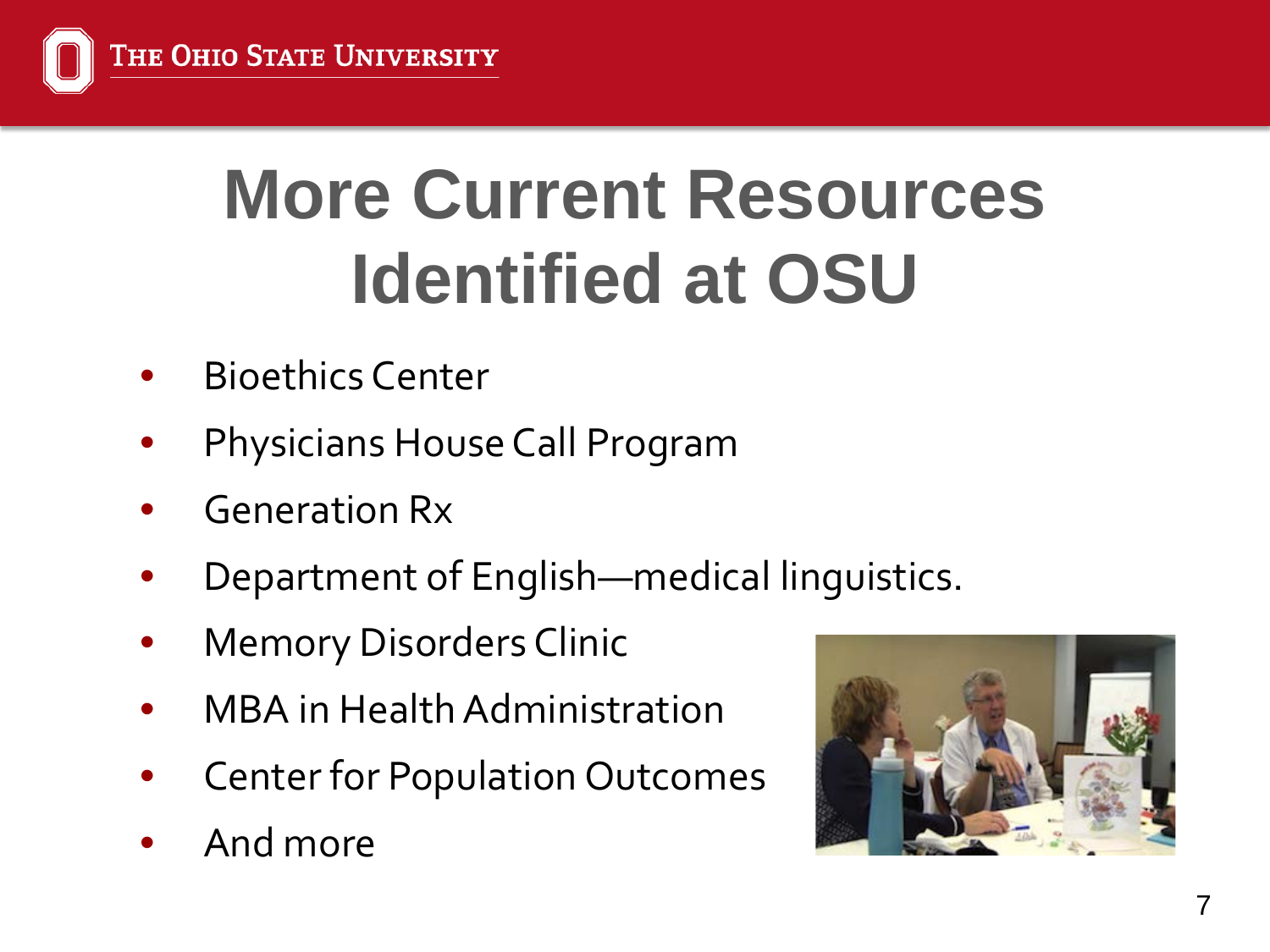# More Current Resources Identified at OSU

- Bioethics Center
- Physicians House Call Program
- Generation Rx
- Department of English—medical linguistics.
- Memory Disorders Clinic
- MBA in Health Administration
- Center for Population Outcomes
- And more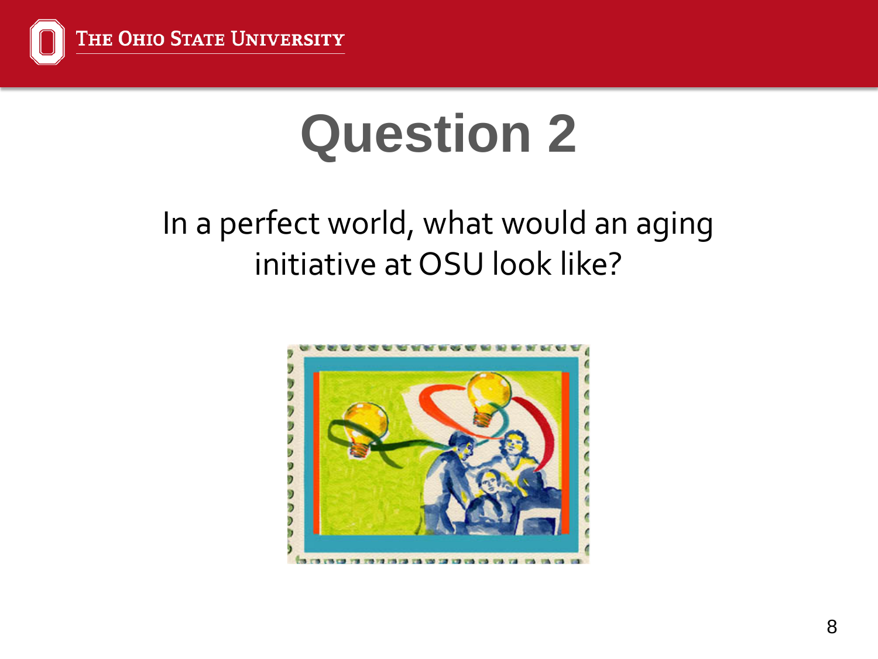# Question 2

In a perfect world, what would an aging initiative at OSU look like?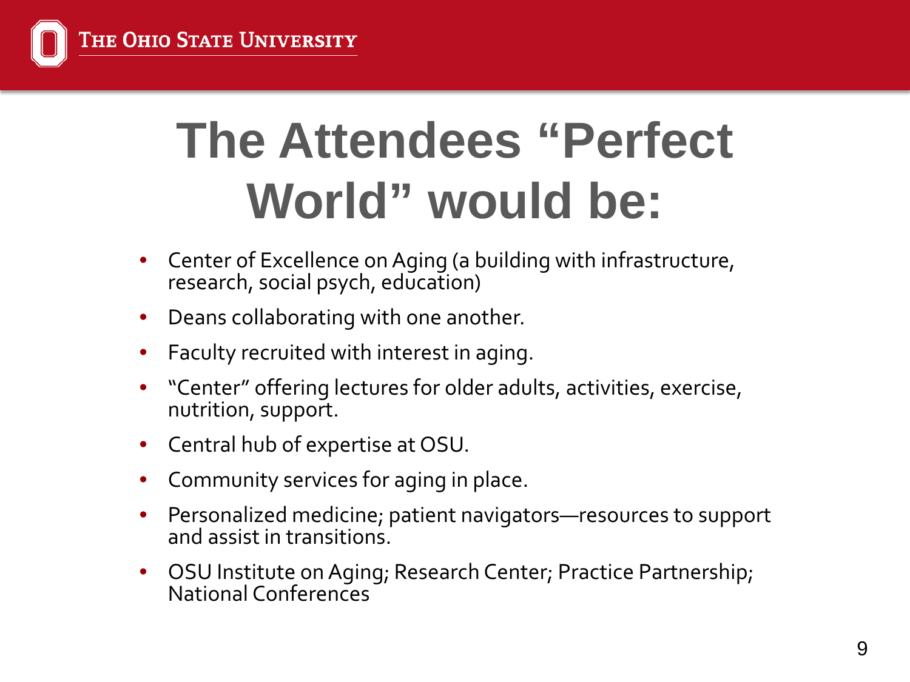# The Attendees "Perfect World" would be:

- Center of Excellence on Aging (a building with infrastructure, research, social psych, education)
- Deans collaborating with one another.
- Faculty recruited with interest in aging.
- "Center" offering lectures for older adults, activities, exercise, nutrition, support.
- Central hub of expertise at OSU.
- Community services for aging in place.
- Personalized medicine; patient navigators—resources to support and assist in transitions.
- OSU Institute on Aging; Research Center; Practice Partnership; National Conferences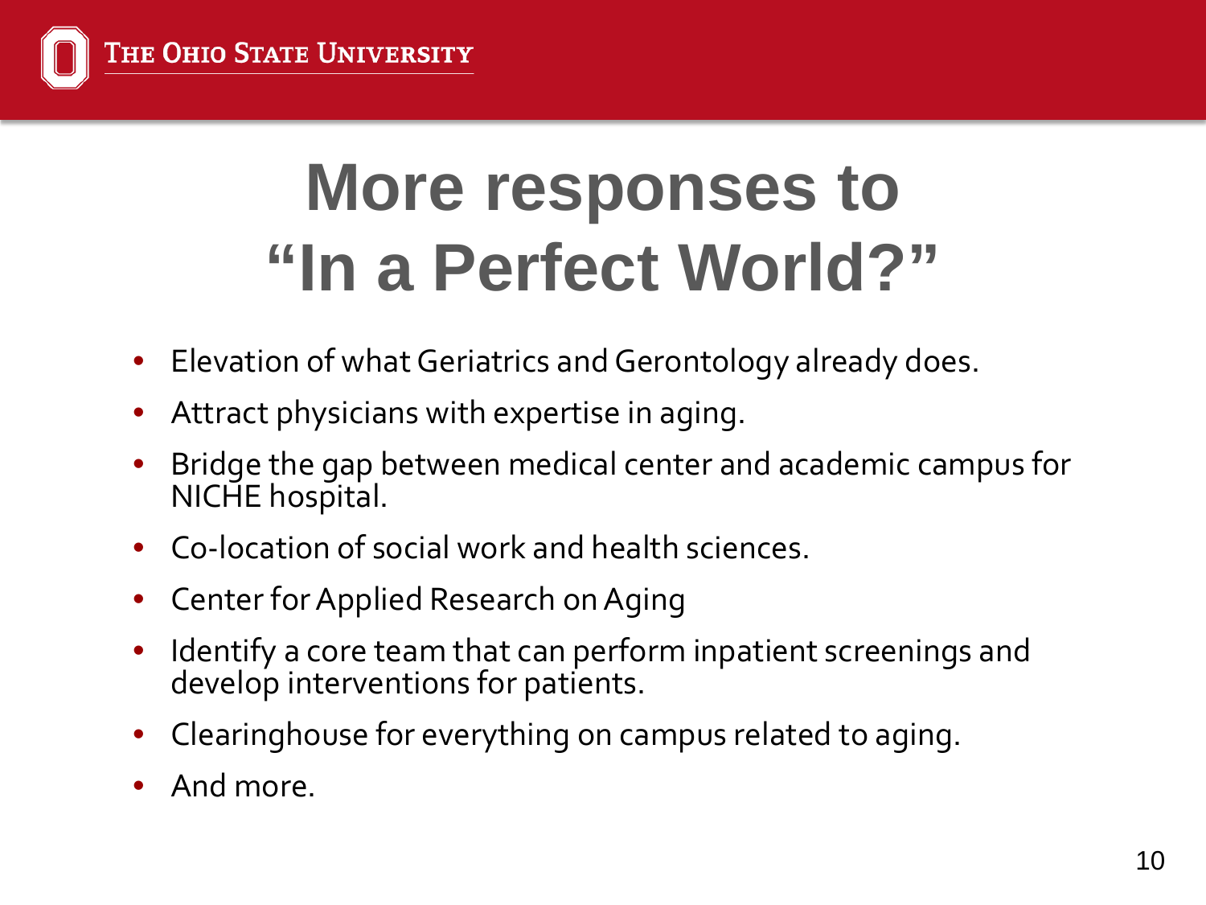# More responses to "In a Perfect World?"

- Elevation of what Geriatrics and Gerontology already does.
- Attract physicians with expertise in aging.
- Bridge the gap between medical center and academic campus for NICHE hospital.
- Co-location of social work and health sciences.
- Center for Applied Research on Aging
- Identify a core team that can perform inpatient screenings and develop interventions for patients.
- Clearinghouse for everything on campus related to aging.
- And more.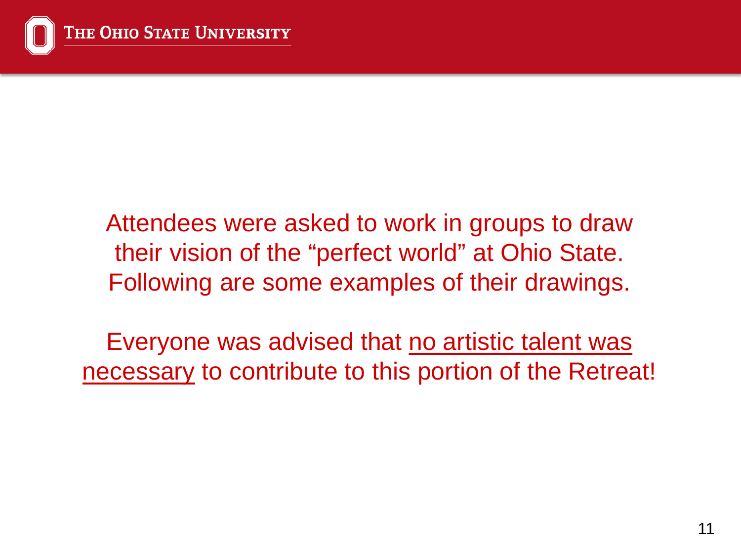Attendees were asked to work in groups to draw their vision of the "perfect world" at Ohio State. Following are some examples of their drawings.

Everyone was advised that <u>no artistic talent was necessary</u> to contribute to this portion of the Retreat!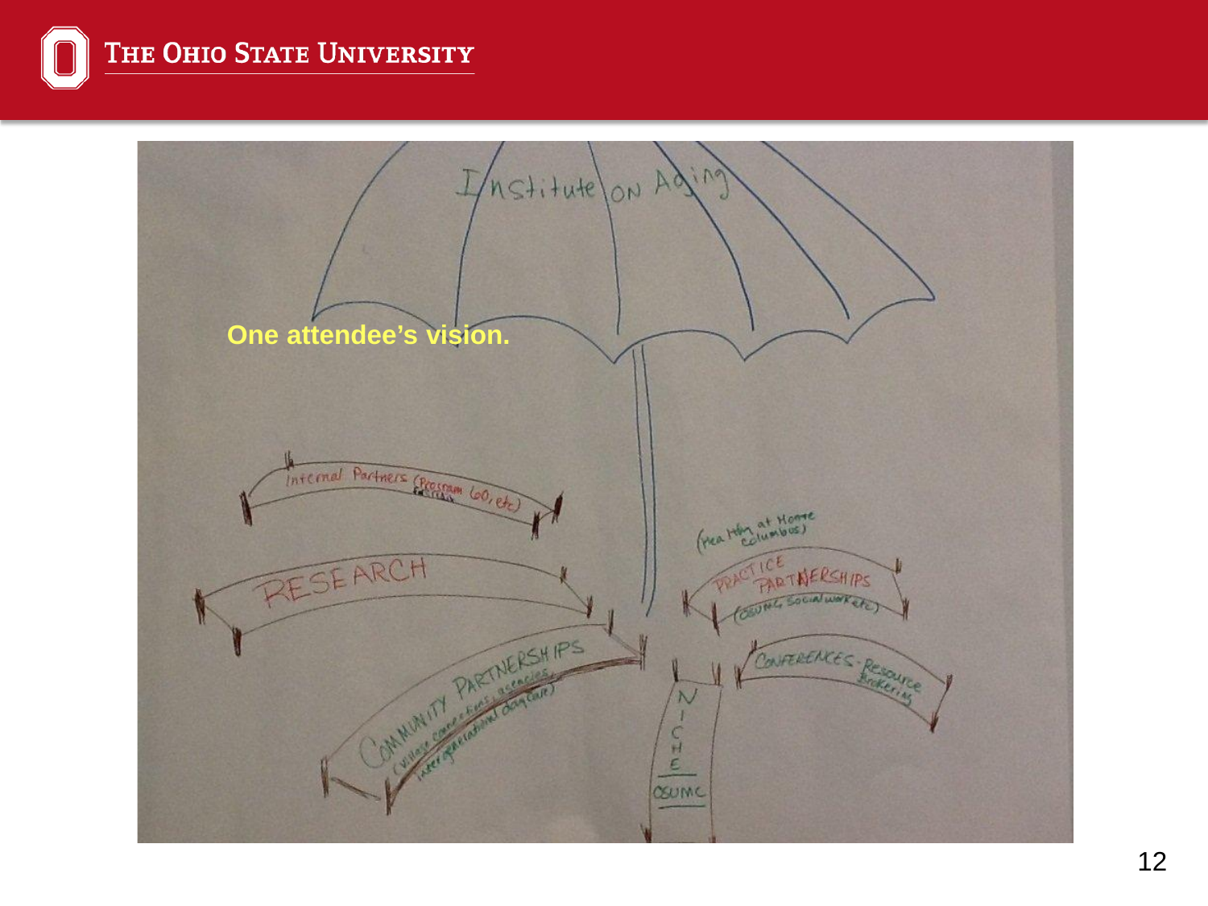One attendee's vision.

Institute on Aging

- Internal Partners (Program 60, etc)
- RESEARCH
- COMMUNITY PARTNERSHIPS (village connections, agencies, intergenerational day care)
- NICHE
- OSUMC
- (Healthy at Home Columbus)
- PRACTICE PARTNERSHIPS (OSUMC Social worker etc)
- CONFERENCES - Resource Brokering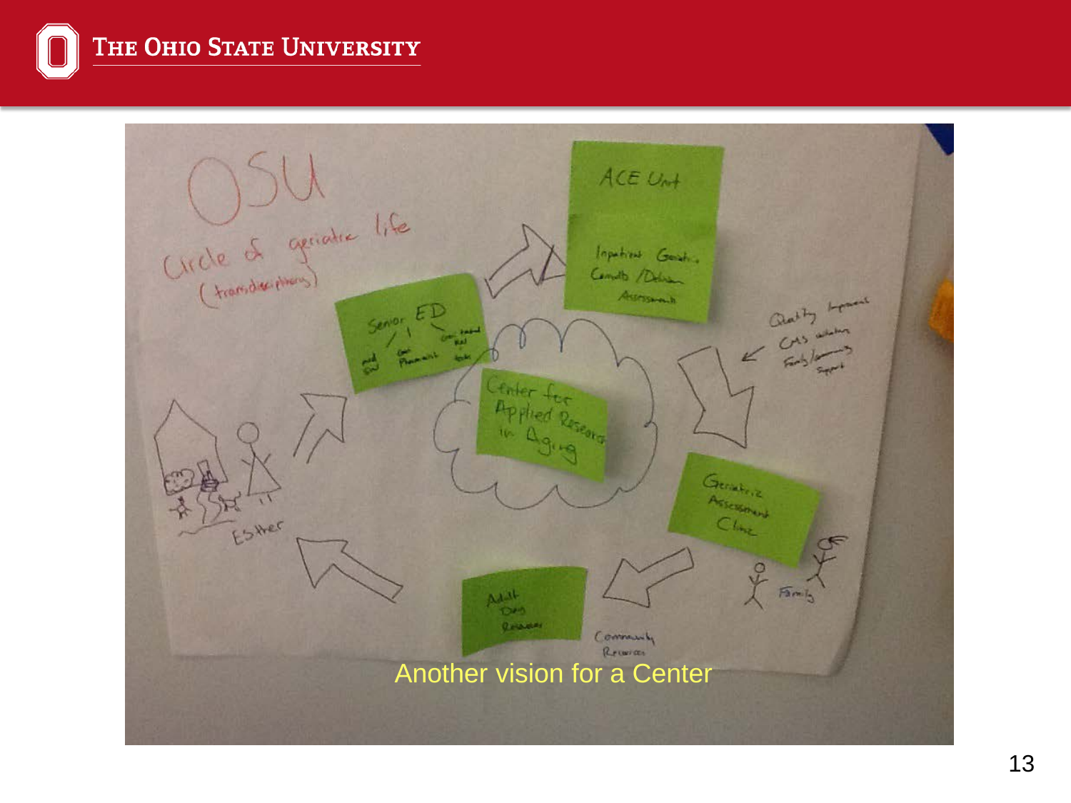Another vision for a Center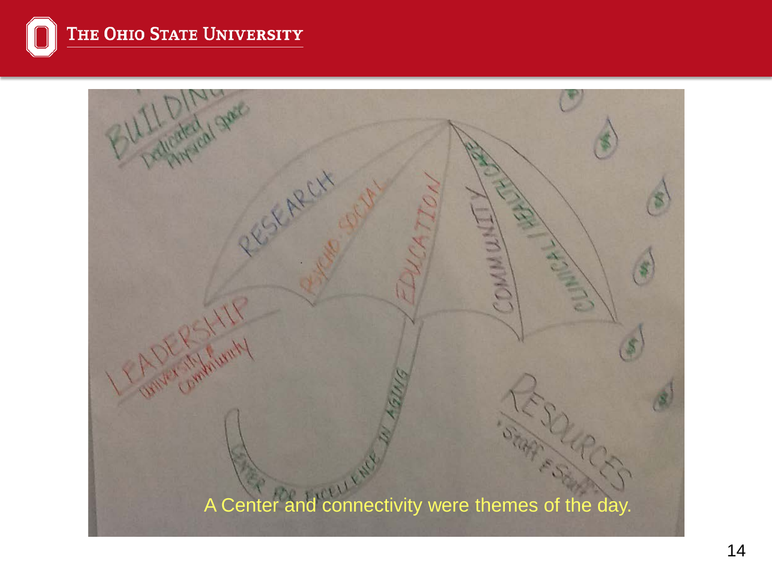BUILDING
Dedicated Physical Space

RESEARCH

PSYCHO-SOCIAL

EDUCATION

COMMUNITY

CLINICAL / HEALTH CARE

LEADERSHIP
University & Community

RESOURCES
• Staff & Staff

CENTER FOR EXCELLENCE IN AGING

A Center and connectivity were themes of the day.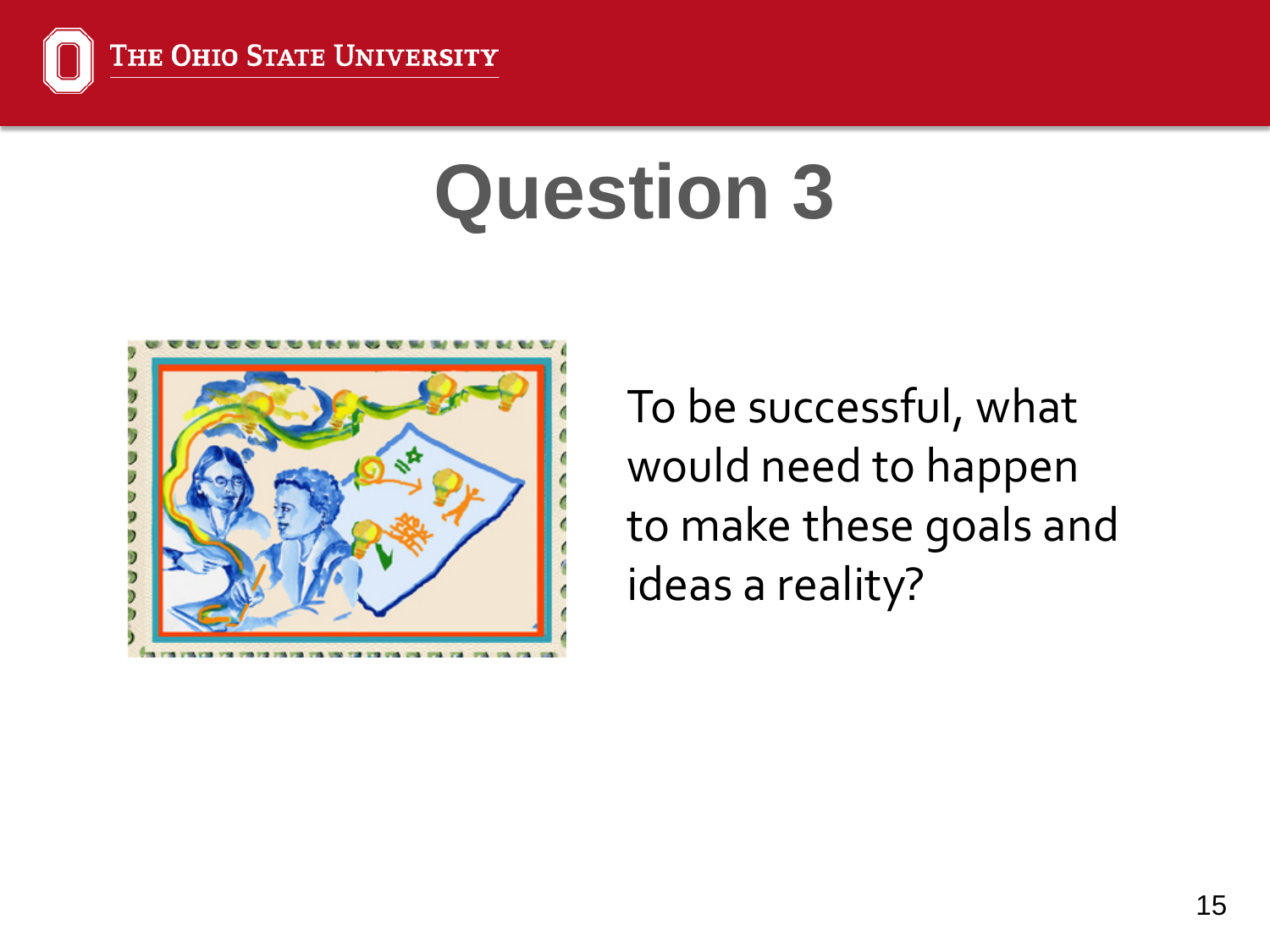# Question 3

To be successful, what would need to happen to make these goals and ideas a reality?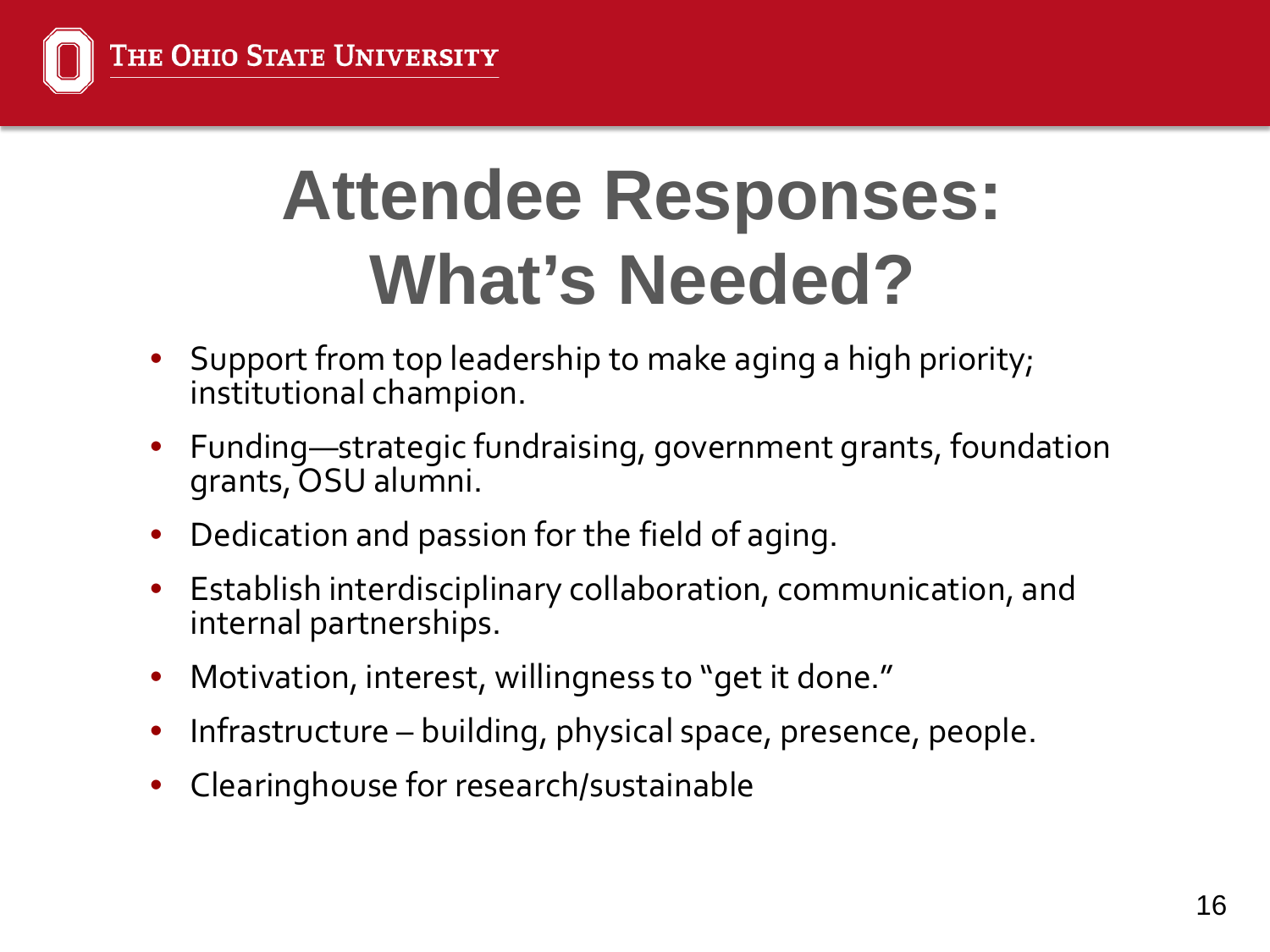# Attendee Responses: What's Needed?

- Support from top leadership to make aging a high priority; institutional champion.
- Funding—strategic fundraising, government grants, foundation grants, OSU alumni.
- Dedication and passion for the field of aging.
- Establish interdisciplinary collaboration, communication, and internal partnerships.
- Motivation, interest, willingness to "get it done."
- Infrastructure – building, physical space, presence, people.
- Clearinghouse for research/sustainable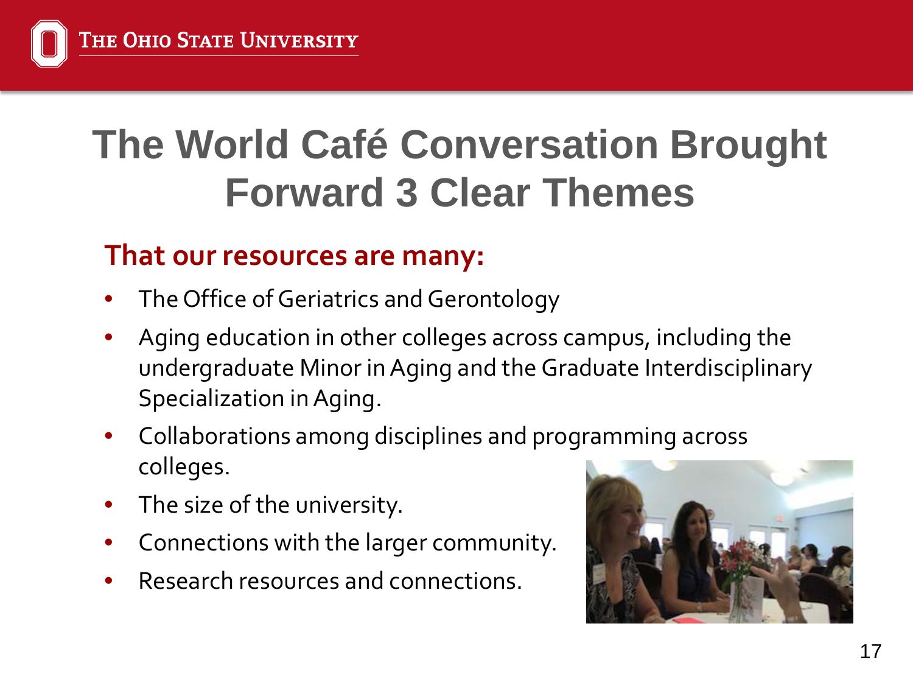# The World Café Conversation Brought Forward 3 Clear Themes

## That our resources are many:

- The Office of Geriatrics and Gerontology
- Aging education in other colleges across campus, including the undergraduate Minor in Aging and the Graduate Interdisciplinary Specialization in Aging.
- Collaborations among disciplines and programming across colleges.
- The size of the university.
- Connections with the larger community.
- Research resources and connections.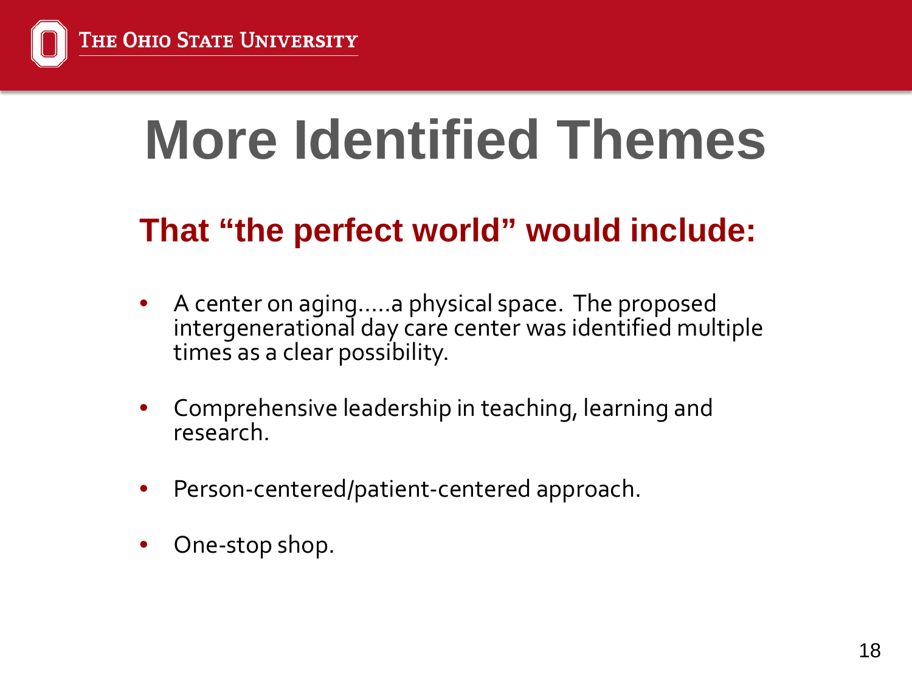# More Identified Themes

## That "the perfect world" would include:

- A center on aging.....a physical space. The proposed intergenerational day care center was identified multiple times as a clear possibility.
- Comprehensive leadership in teaching, learning and research.
- Person-centered/patient-centered approach.
- One-stop shop.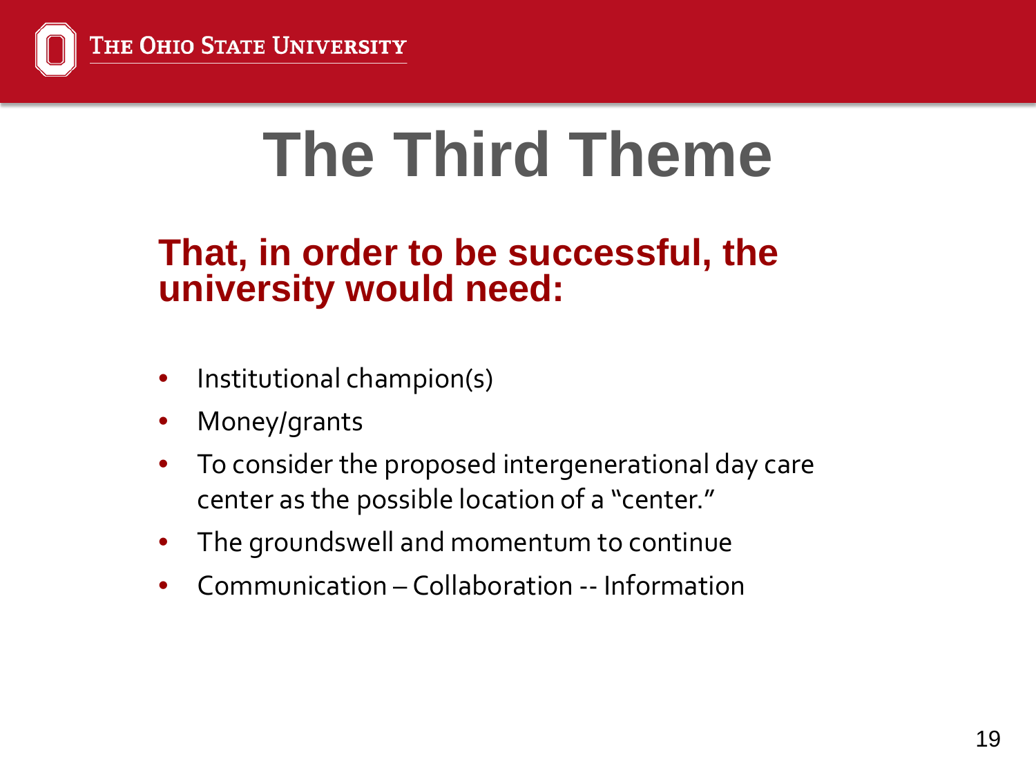# The Third Theme

**That, in order to be successful, the university would need:**

- Institutional champion(s)
- Money/grants
- To consider the proposed intergenerational day care center as the possible location of a "center."
- The groundswell and momentum to continue
- Communication – Collaboration -- Information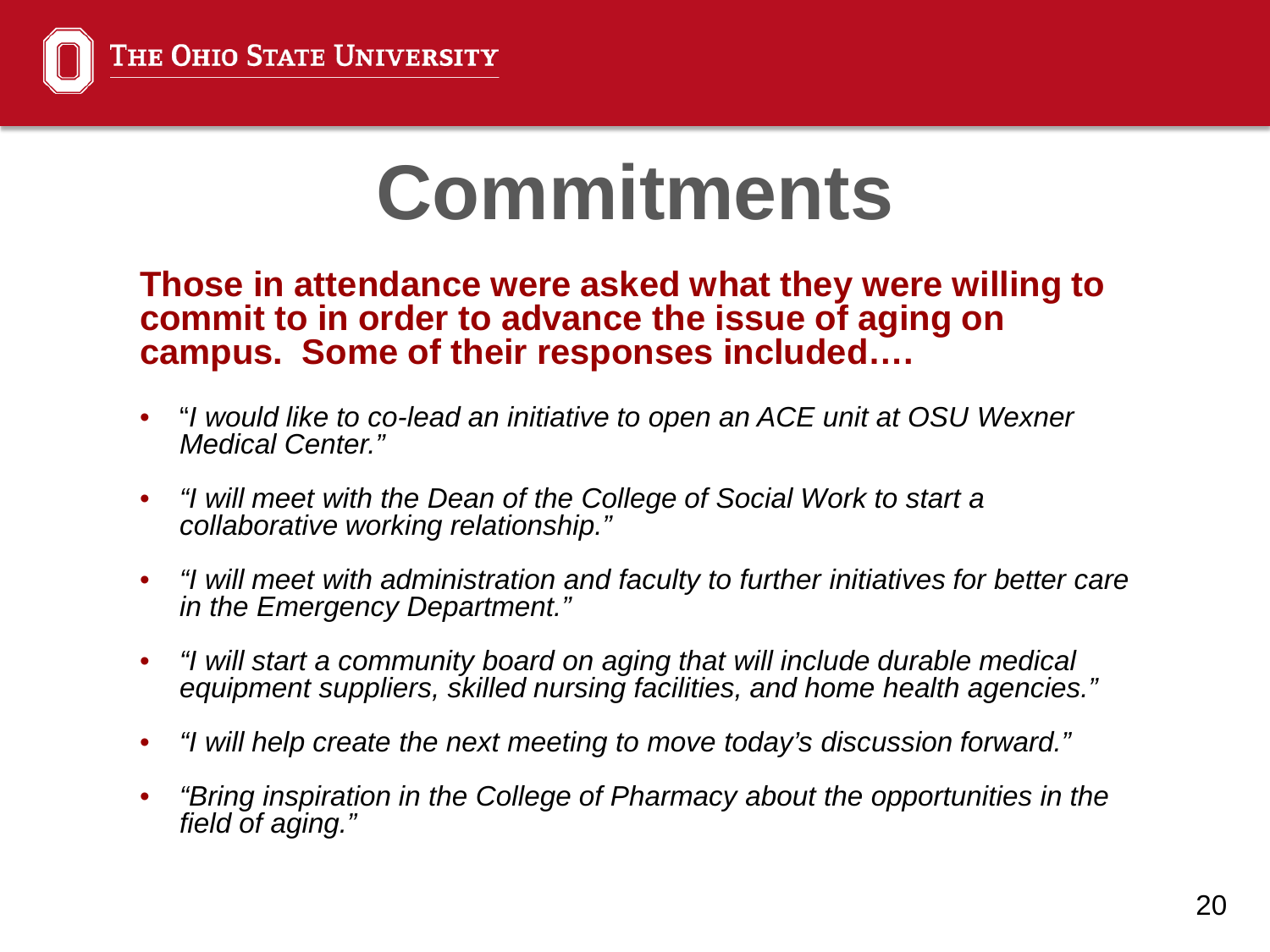# Commitments

**Those in attendance were asked what they were willing to commit to in order to advance the issue of aging on campus. Some of their responses included….**

- "*I would like to co-lead an initiative to open an ACE unit at OSU Wexner Medical Center."*
- *"I will meet with the Dean of the College of Social Work to start a collaborative working relationship."*
- *"I will meet with administration and faculty to further initiatives for better care in the Emergency Department."*
- *"I will start a community board on aging that will include durable medical equipment suppliers, skilled nursing facilities, and home health agencies."*
- *"I will help create the next meeting to move today's discussion forward."*
- *"Bring inspiration in the College of Pharmacy about the opportunities in the field of aging."*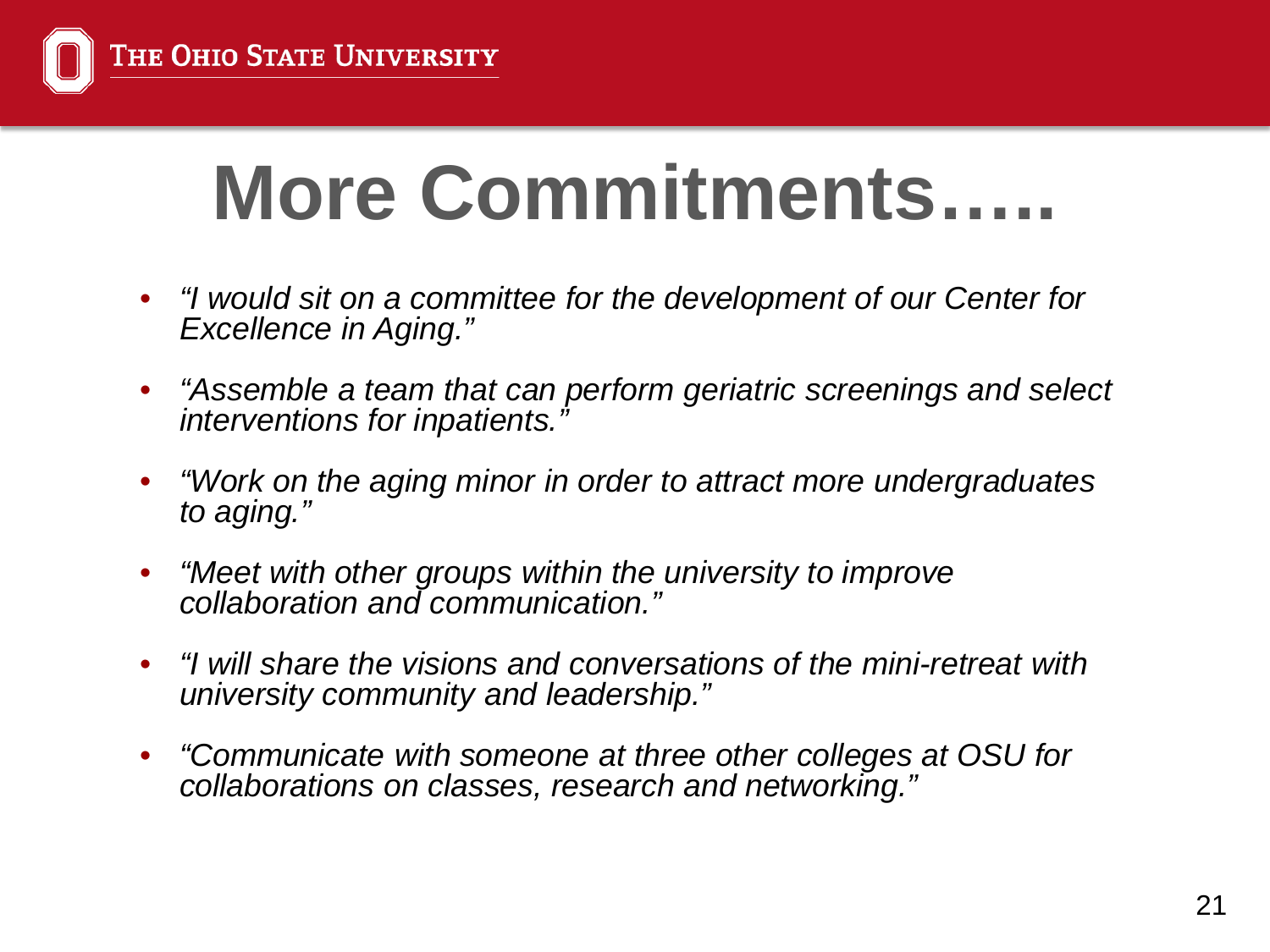# More Commitments…..

- *"I would sit on a committee for the development of our Center for Excellence in Aging."*
- *"Assemble a team that can perform geriatric screenings and select interventions for inpatients."*
- *"Work on the aging minor in order to attract more undergraduates to aging."*
- *"Meet with other groups within the university to improve collaboration and communication."*
- *"I will share the visions and conversations of the mini-retreat with university community and leadership."*
- *"Communicate with someone at three other colleges at OSU for collaborations on classes, research and networking."*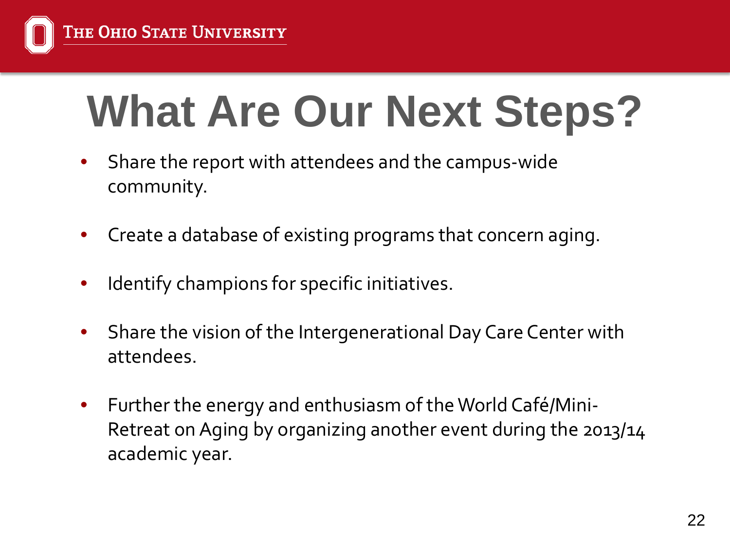# What Are Our Next Steps?

- Share the report with attendees and the campus-wide community.
- Create a database of existing programs that concern aging.
- Identify champions for specific initiatives.
- Share the vision of the Intergenerational Day Care Center with attendees.
- Further the energy and enthusiasm of the World Café/Mini-Retreat on Aging by organizing another event during the 2013/14 academic year.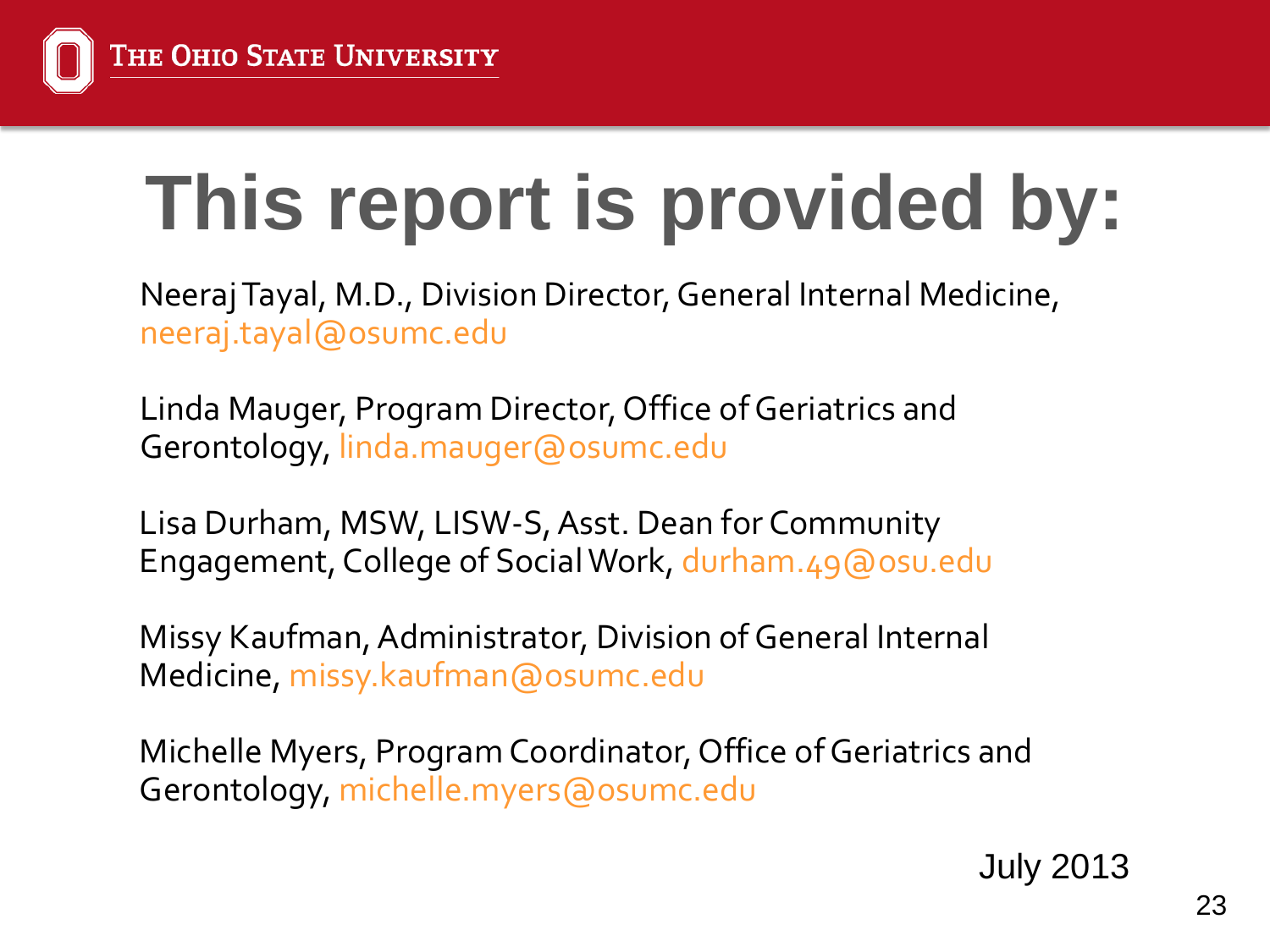# This report is provided by:

Neeraj Tayal, M.D., Division Director, General Internal Medicine, neeraj.tayal@osumc.edu

Linda Mauger, Program Director, Office of Geriatrics and Gerontology, linda.mauger@osumc.edu

Lisa Durham, MSW, LISW-S, Asst. Dean for Community Engagement, College of Social Work, durham.49@osu.edu

Missy Kaufman, Administrator, Division of General Internal Medicine, missy.kaufman@osumc.edu

Michelle Myers, Program Coordinator, Office of Geriatrics and Gerontology, michelle.myers@osumc.edu

July 2013